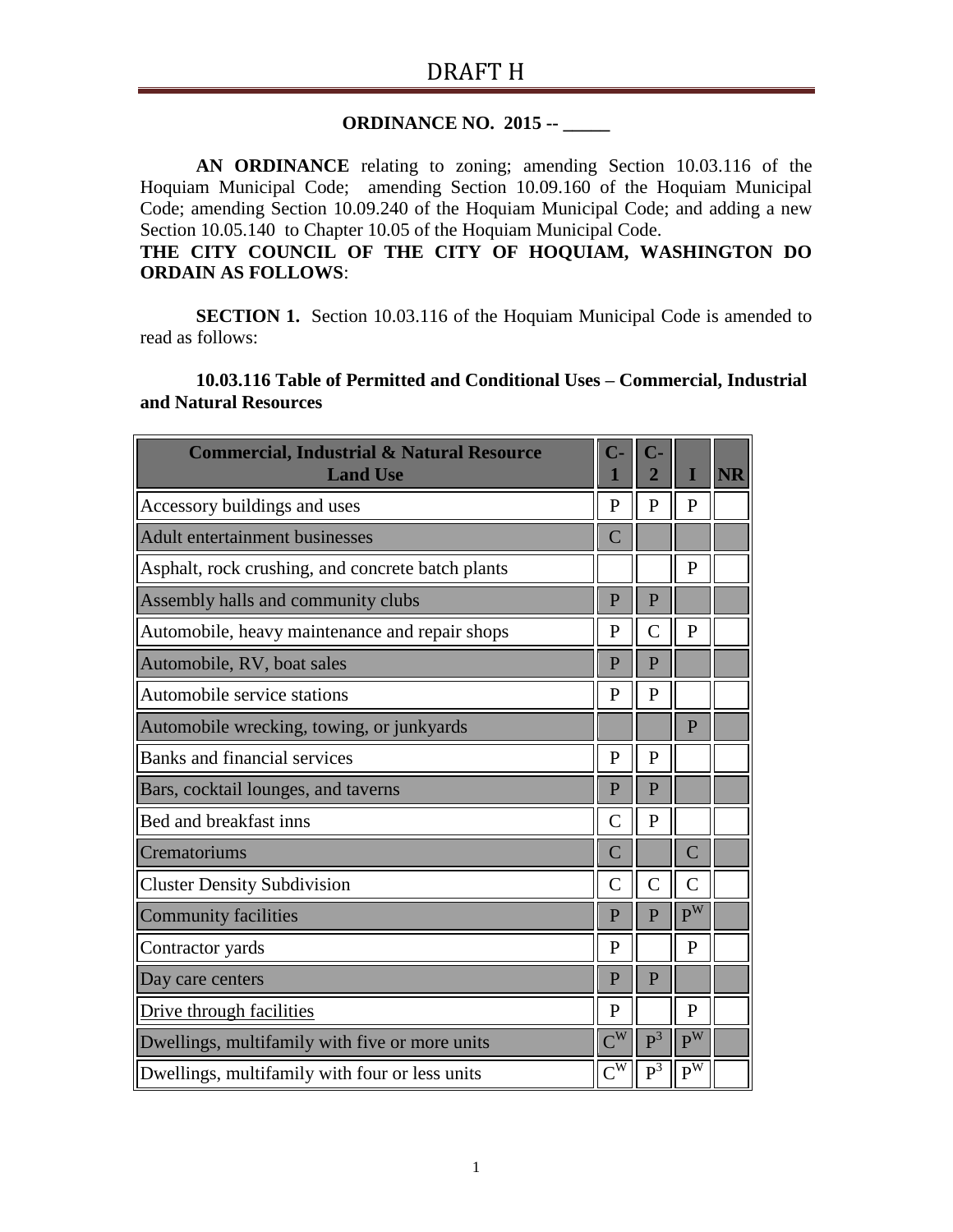# DRAFT H

**ORDINANCE NO. 2015 -- _____**

**AN ORDINANCE** relating to zoning; amending Section 10.03.116 of the Hoquiam Municipal Code; amending Section 10.09.160 of the Hoquiam Municipal Code; amending Section 10.09.240 of the Hoquiam Municipal Code; and adding a new Section 10.05.140 to Chapter 10.05 of the Hoquiam Municipal Code.

**THE CITY COUNCIL OF THE CITY OF HOQUIAM, WASHINGTON DO ORDAIN AS FOLLOWS**:

**SECTION 1.** Section 10.03.116 of the Hoquiam Municipal Code is amended to read as follows:

**10.03.116 Table of Permitted and Conditional Uses – Commercial, Industrial and Natural Resources**

| Commercial, Industrial & Natural Resource Land Use | C-1 | C-2 | I | NR |
|---|---|---|---|---|
| Accessory buildings and uses | P | P | P | |
| Adult entertainment businesses | C | | | |
| Asphalt, rock crushing, and concrete batch plants | | | P | |
| Assembly halls and community clubs | P | P | | |
| Automobile, heavy maintenance and repair shops | P | C | P | |
| Automobile, RV, boat sales | P | P | | |
| Automobile service stations | P | P | | |
| Automobile wrecking, towing, or junkyards | | | P | |
| Banks and financial services | P | P | | |
| Bars, cocktail lounges, and taverns | P | P | | |
| Bed and breakfast inns | C | P | | |
| Crematoriums | C | | C | |
| Cluster Density Subdivision | C | C | C | |
| Community facilities | P | P | $P^W$ | |
| Contractor yards | P | | P | |
| Day care centers | P | P | | |
| <u>Drive through facilities</u> | P | | P | |
| Dwellings, multifamily with five or more units | $C^W$ | $P^3$ | $P^W$ | |
| Dwellings, multifamily with four or less units | $C^W$ | $P^3$ | $P^W$ | |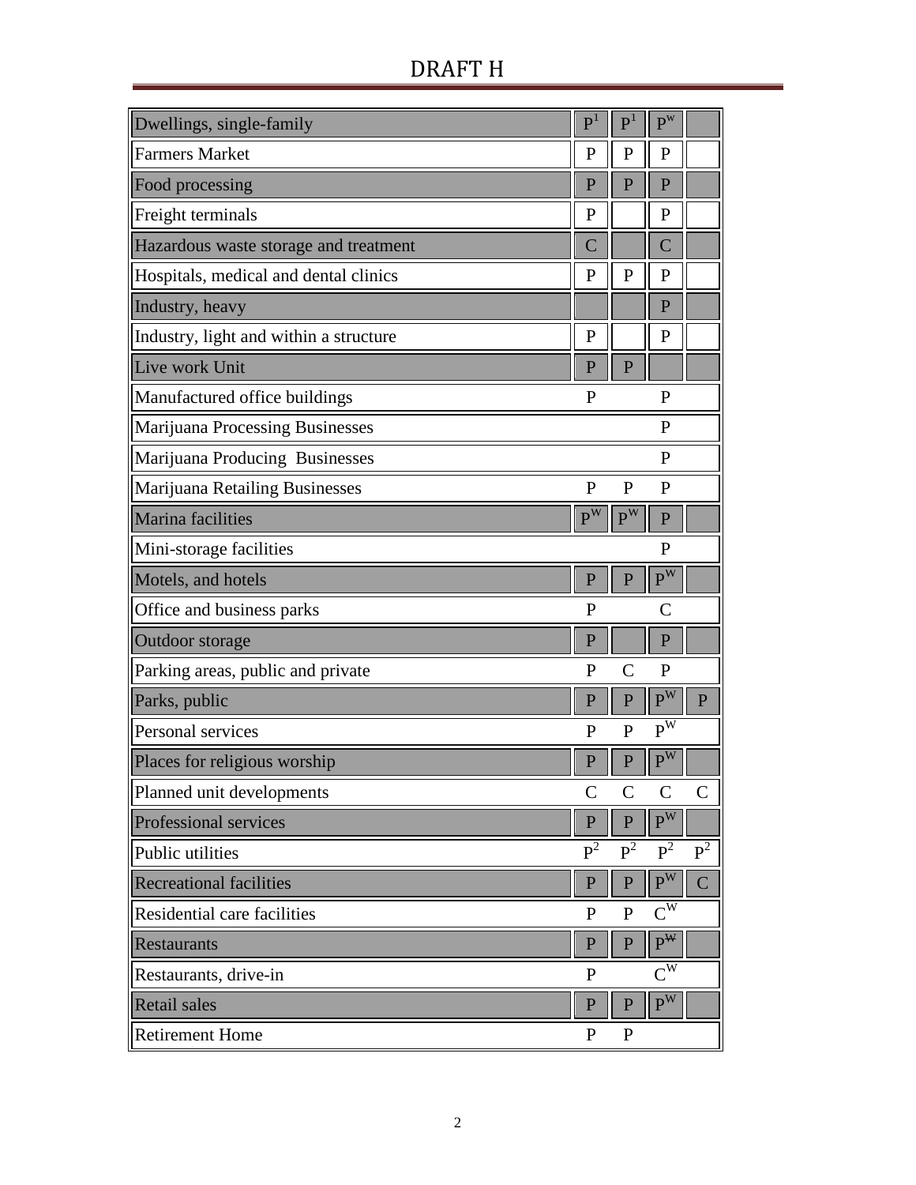| | | | | |
|---|---|---|---|---|
| Dwellings, single-family | P[1] | P[1] | P[w] | |
| Farmers Market | P | P | P | |
| Food processing | P | P | P | |
| Freight terminals | P | | P | |
| Hazardous waste storage and treatment | C | | C | |
| Hospitals, medical and dental clinics | P | P | P | |
| Industry, heavy | | | P | |
| Industry, light and within a structure | P | | P | |
| Live work Unit | P | P | | |
| Manufactured office buildings | P | | P | |
| Marijuana Processing Businesses | | | P | |
| Marijuana Producing Businesses | | | P | |
| Marijuana Retailing Businesses | P | P | P | |
| Marina facilities | P[W] | P[W] | P | |
| Mini-storage facilities | | | P | |
| Motels, and hotels | P | P | P[W] | |
| Office and business parks | P | | C | |
| Outdoor storage | P | | P | |
| Parking areas, public and private | P | C | P | |
| Parks, public | P | P | P[W] | P |
| Personal services | P | P | P[W] | |
| Places for religious worship | P | P | P[W] | |
| Planned unit developments | C | C | C | C |
| Professional services | P | P | P[W] | |
| Public utilities | P[2] | P[2] | P[2] | P[2] |
| Recreational facilities | P | P | P[W] | C |
| Residential care facilities | P | P | C[W] | |
| Restaurants | P | P | P[W] | |
| Restaurants, drive-in | P | | C[W] | |
| Retail sales | P | P | P[W] | |
| Retirement Home | P | P | | |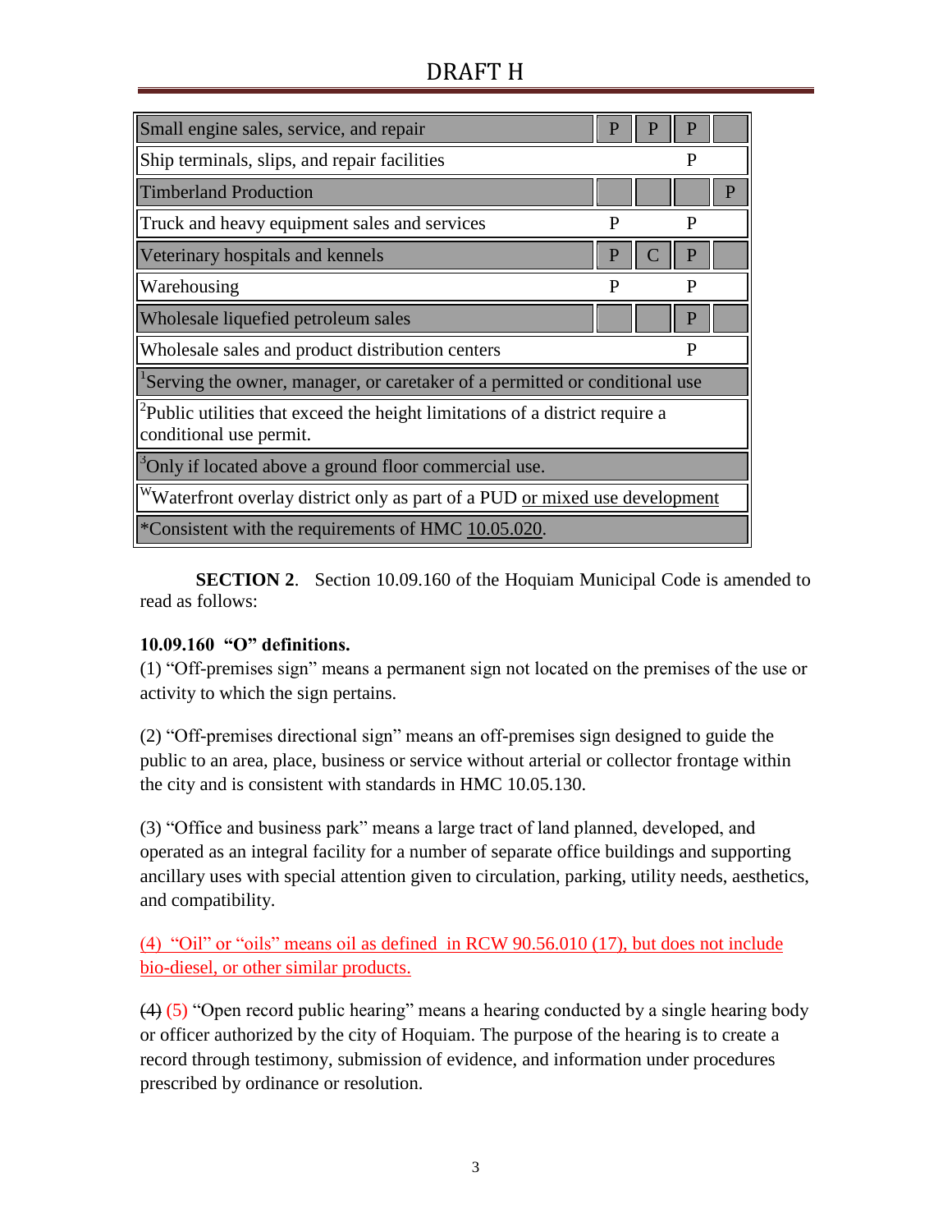| | | | | |
|---|---|---|---|---|
| Small engine sales, service, and repair | P | P | P | |
| Ship terminals, slips, and repair facilities | | | P | |
| Timberland Production | | | | P |
| Truck and heavy equipment sales and services | P | | P | |
| Veterinary hospitals and kennels | P | C | P | |
| Warehousing | P | | P | |
| Wholesale liquefied petroleum sales | | | P | |
| Wholesale sales and product distribution centers | | | P | |
| [1]Serving the owner, manager, or caretaker of a permitted or conditional use | | | | |
| [2]Public utilities that exceed the height limitations of a district require a conditional use permit. | | | | |
| [3]Only if located above a ground floor commercial use. | | | | |
| [W]Waterfront overlay district only as part of a PUD <u>or mixed use development</u> | | | | |
| *Consistent with the requirements of HMC <u>10.05.020</u>. | | | | |

**SECTION 2**. Section 10.09.160 of the Hoquiam Municipal Code is amended to read as follows:

**10.09.160 "O" definitions.**

(1) "Off-premises sign" means a permanent sign not located on the premises of the use or activity to which the sign pertains.

(2) "Off-premises directional sign" means an off-premises sign designed to guide the public to an area, place, business or service without arterial or collector frontage within the city and is consistent with standards in HMC 10.05.130.

(3) "Office and business park" means a large tract of land planned, developed, and operated as an integral facility for a number of separate office buildings and supporting ancillary uses with special attention given to circulation, parking, utility needs, aesthetics, and compatibility.

<u>(4) "Oil" or "oils" means oil as defined in RCW 90.56.010 (17), but does not include bio-diesel, or other similar products.</u>

~~(4)~~ (5) "Open record public hearing" means a hearing conducted by a single hearing body or officer authorized by the city of Hoquiam. The purpose of the hearing is to create a record through testimony, submission of evidence, and information under procedures prescribed by ordinance or resolution.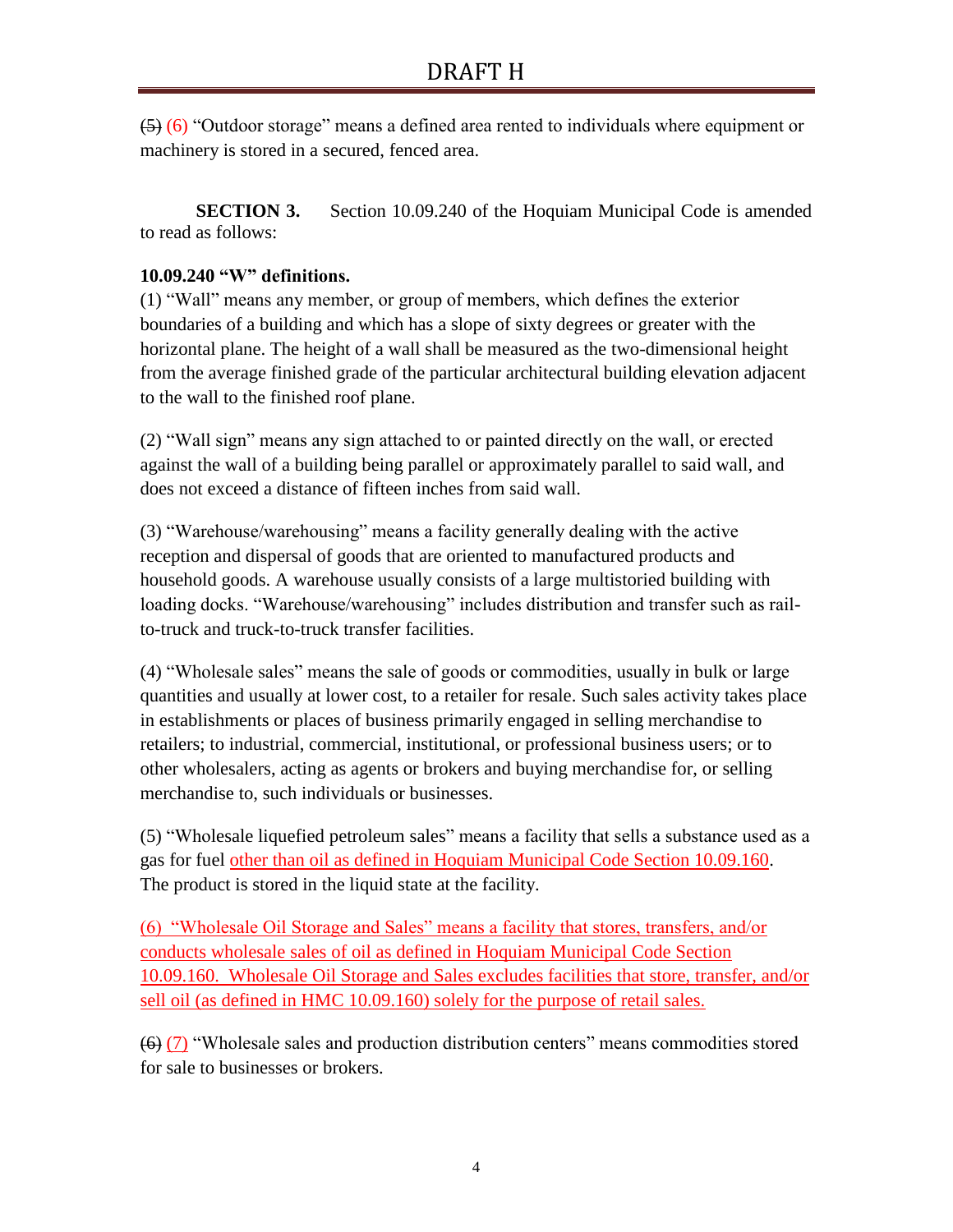~~(5)~~ (6) "Outdoor storage" means a defined area rented to individuals where equipment or machinery is stored in a secured, fenced area.

**SECTION 3.** Section 10.09.240 of the Hoquiam Municipal Code is amended to read as follows:

**10.09.240 "W" definitions.**

(1) "Wall" means any member, or group of members, which defines the exterior boundaries of a building and which has a slope of sixty degrees or greater with the horizontal plane. The height of a wall shall be measured as the two-dimensional height from the average finished grade of the particular architectural building elevation adjacent to the wall to the finished roof plane.

(2) "Wall sign" means any sign attached to or painted directly on the wall, or erected against the wall of a building being parallel or approximately parallel to said wall, and does not exceed a distance of fifteen inches from said wall.

(3) "Warehouse/warehousing" means a facility generally dealing with the active reception and dispersal of goods that are oriented to manufactured products and household goods. A warehouse usually consists of a large multistoried building with loading docks. "Warehouse/warehousing" includes distribution and transfer such as rail-to-truck and truck-to-truck transfer facilities.

(4) "Wholesale sales" means the sale of goods or commodities, usually in bulk or large quantities and usually at lower cost, to a retailer for resale. Such sales activity takes place in establishments or places of business primarily engaged in selling merchandise to retailers; to industrial, commercial, institutional, or professional business users; or to other wholesalers, acting as agents or brokers and buying merchandise for, or selling merchandise to, such individuals or businesses.

(5) "Wholesale liquefied petroleum sales" means a facility that sells a substance used as a gas for fuel other than oil as defined in Hoquiam Municipal Code Section 10.09.160. The product is stored in the liquid state at the facility.

(6) "Wholesale Oil Storage and Sales" means a facility that stores, transfers, and/or conducts wholesale sales of oil as defined in Hoquiam Municipal Code Section 10.09.160. Wholesale Oil Storage and Sales excludes facilities that store, transfer, and/or sell oil (as defined in HMC 10.09.160) solely for the purpose of retail sales.

~~(6)~~ (7) "Wholesale sales and production distribution centers" means commodities stored for sale to businesses or brokers.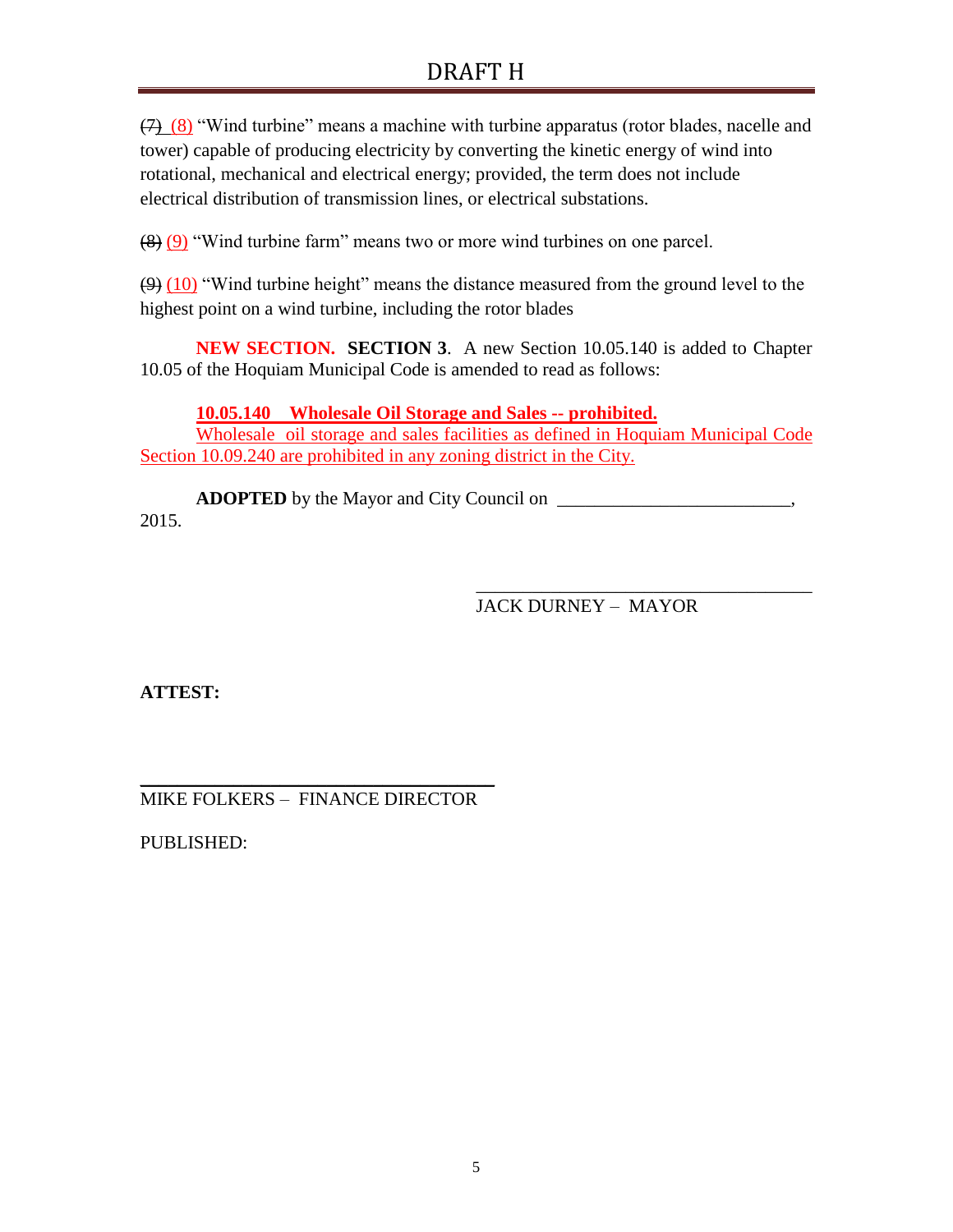~~(7)~~ (8) "Wind turbine" means a machine with turbine apparatus (rotor blades, nacelle and tower) capable of producing electricity by converting the kinetic energy of wind into rotational, mechanical and electrical energy; provided, the term does not include electrical distribution of transmission lines, or electrical substations.

~~(8)~~ (9) "Wind turbine farm" means two or more wind turbines on one parcel.

~~(9)~~ (10) "Wind turbine height" means the distance measured from the ground level to the highest point on a wind turbine, including the rotor blades

**NEW SECTION. SECTION 3**. A new Section 10.05.140 is added to Chapter 10.05 of the Hoquiam Municipal Code is amended to read as follows:

**10.05.140 Wholesale Oil Storage and Sales -- prohibited.**

Wholesale oil storage and sales facilities as defined in Hoquiam Municipal Code Section 10.09.240 are prohibited in any zoning district in the City.

**ADOPTED** by the Mayor and City Council on ________________________, 2015.

________________________________

JACK DURNEY – MAYOR

**ATTEST:**

________________________________

MIKE FOLKERS – FINANCE DIRECTOR

PUBLISHED: